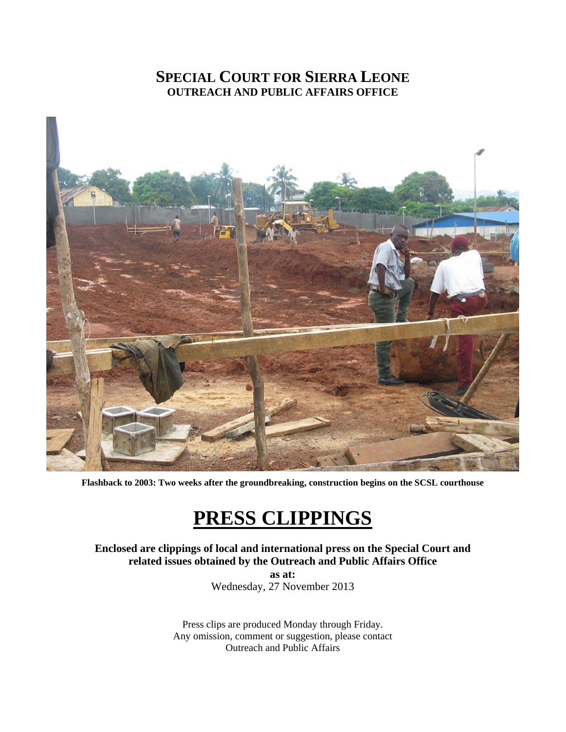# SPECIAL COURT FOR SIERRA LEONE
## OUTREACH AND PUBLIC AFFAIRS OFFICE

**Flashback to 2003: Two weeks after the groundbreaking, construction begins on the SCSL courthouse**

# PRESS CLIPPINGS

**Enclosed are clippings of local and international press on the Special Court and related issues obtained by the Outreach and Public Affairs Office**

**as at:**

Wednesday, 27 November 2013

Press clips are produced Monday through Friday.
Any omission, comment or suggestion, please contact
Outreach and Public Affairs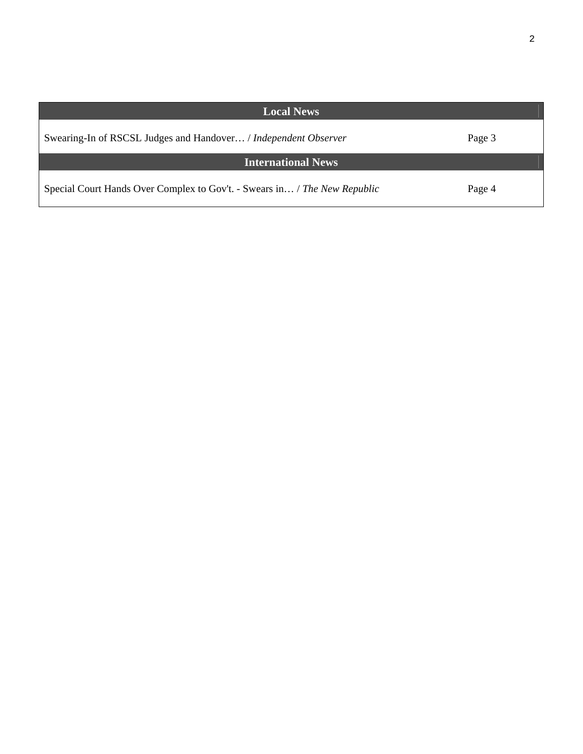| Local News | |
|---|---|
| Swearing-In of RSCSL Judges and Handover… / *Independent Observer* | Page 3 |
| **International News** | |
| Special Court Hands Over Complex to Gov't. - Swears in… / *The New Republic* | Page 4 |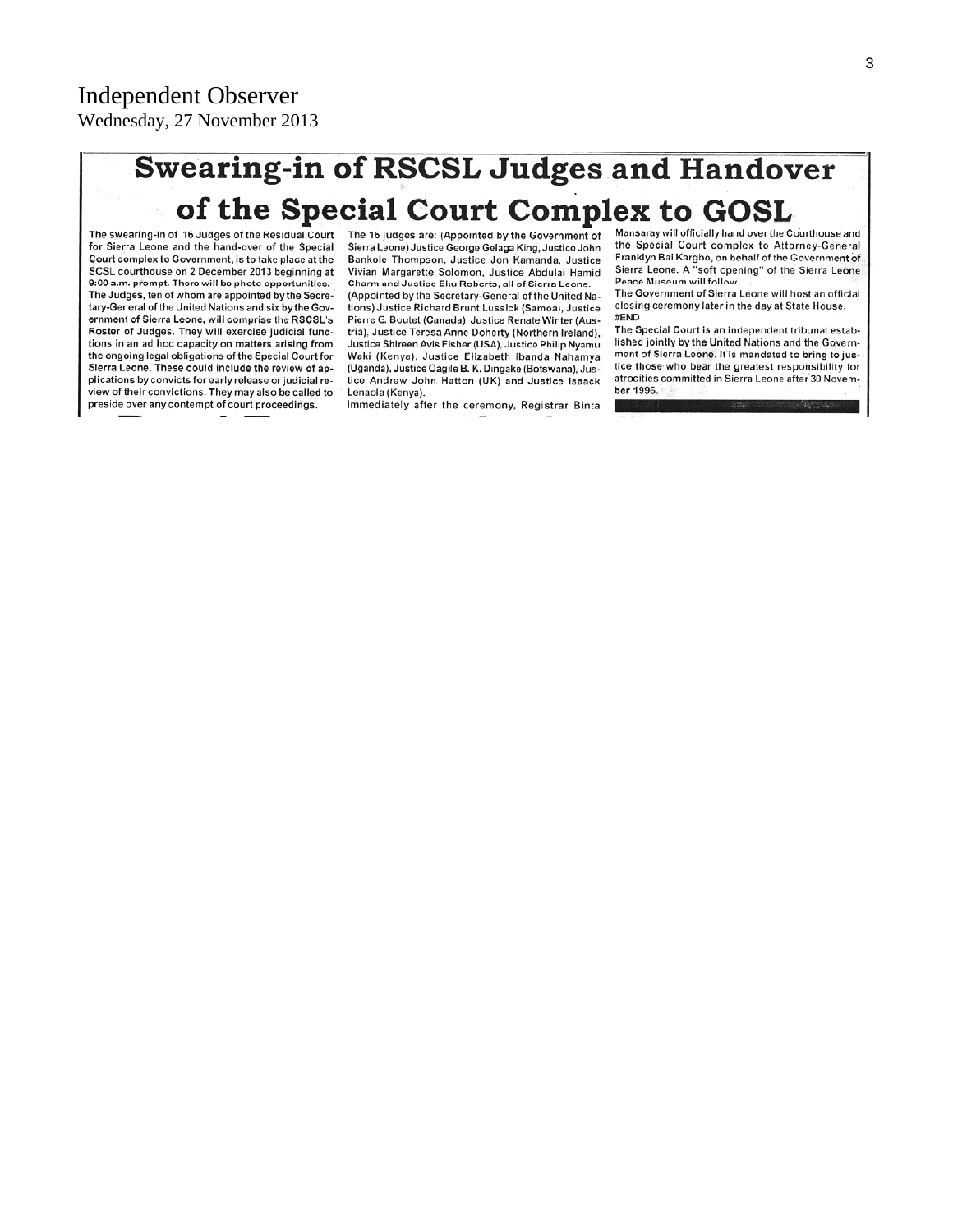Independent Observer
Wednesday, 27 November 2013

# Swearing-in of RSCSL Judges and Handover of the Special Court Complex to GOSL

The swearing-in of 16 Judges of the Residual Court for Sierra Leone and the hand-over of the Special Court complex to Government, is to take place at the SCSL courthouse on 2 December 2013 beginning at 9:00 a.m. prompt. There will be photo opportunities.

The Judges, ten of whom are appointed by the Secretary-General of the United Nations and six by the Government of Sierra Leone, will comprise the RSCSL's Roster of Judges. They will exercise judicial functions in an ad hoc capacity on matters arising from the ongoing legal obligations of the Special Court for Sierra Leone. These could include the review of applications by convicts for early release or judicial review of their convictions. They may also be called to preside over any contempt of court proceedings.

The 16 judges are: (Appointed by the Government of Sierra Leone) Justice George Gelaga King, Justice John Bankole Thompson, Justice Jon Kamanda, Justice Vivian Margarette Solomon, Justice Abdulai Hamid Charm and Justice Eku Roberts, all of Sierra Leone. (Appointed by the Secretary-General of the United Nations) Justice Richard Brunt Lussick (Samoa), Justice Pierre G. Boutet (Canada), Justice Renate Winter (Austria), Justice Teresa Anne Doherty (Northern Ireland), Justice Shireen Avis Fisher (USA), Justice Philip Nyamu Waki (Kenya), Justice Elizabeth Ibanda Nahamya (Uganda), Justice Oagile B. K. Dingake (Botswana), Justice Andrew John Hatton (UK) and Justice Isaack Lenaola (Kenya).

Immediately after the ceremony, Registrar Binta Mansaray will officially hand over the Courthouse and the Special Court complex to Attorney-General Franklyn Bai Kargbo, on behalf of the Government of Sierra Leone. A "soft opening" of the Sierra Leone Peace Museum will follow.

The Government of Sierra Leone will host an official closing ceremony later in the day at State House.

#END

The Special Court is an independent tribunal established jointly by the United Nations and the Government of Sierra Leone. It is mandated to bring to justice those who bear the greatest responsibility for atrocities committed in Sierra Leone after 30 November 1996.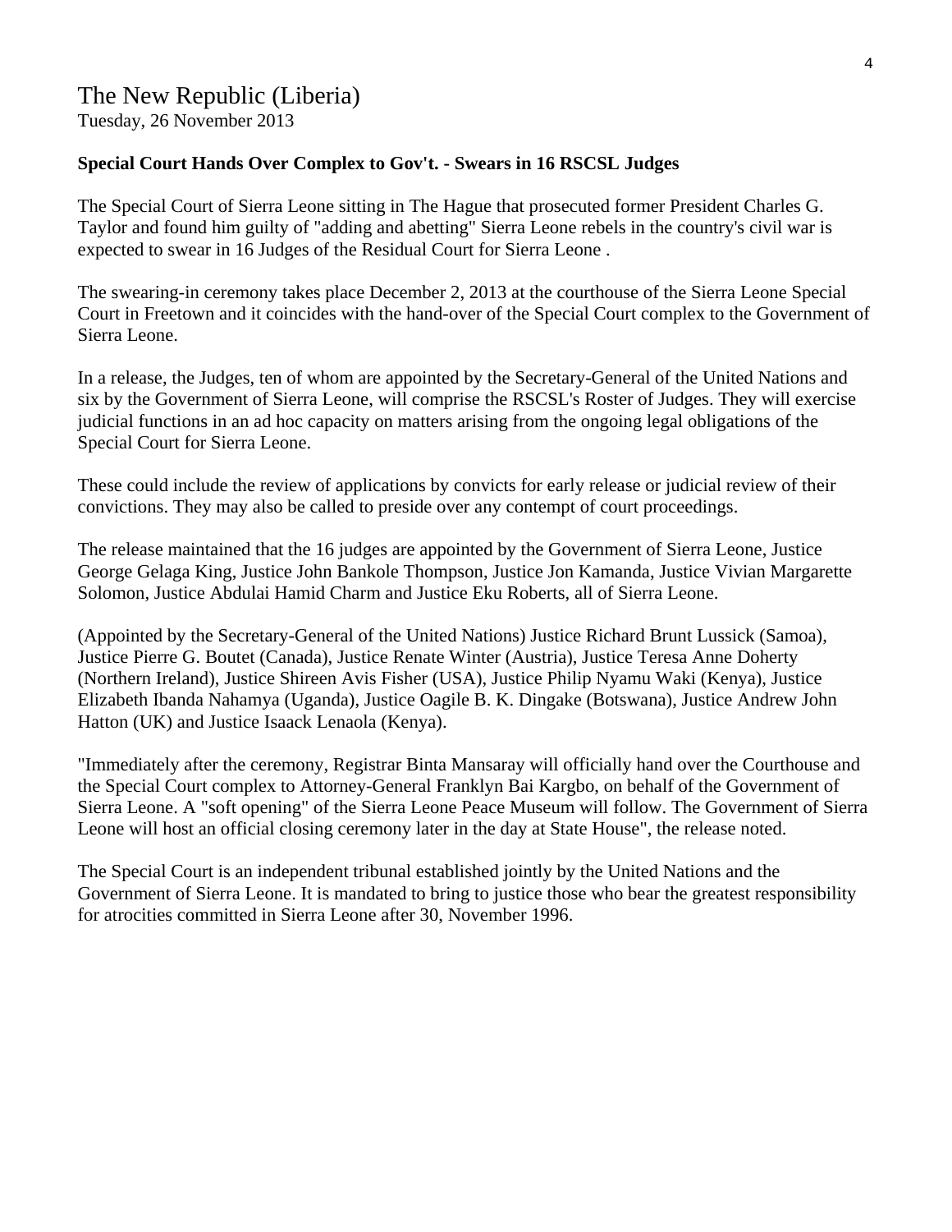# The New Republic (Liberia)

Tuesday, 26 November 2013

**Special Court Hands Over Complex to Gov't. - Swears in 16 RSCSL Judges**

The Special Court of Sierra Leone sitting in The Hague that prosecuted former President Charles G. Taylor and found him guilty of "adding and abetting" Sierra Leone rebels in the country's civil war is expected to swear in 16 Judges of the Residual Court for Sierra Leone .

The swearing-in ceremony takes place December 2, 2013 at the courthouse of the Sierra Leone Special Court in Freetown and it coincides with the hand-over of the Special Court complex to the Government of Sierra Leone.

In a release, the Judges, ten of whom are appointed by the Secretary-General of the United Nations and six by the Government of Sierra Leone, will comprise the RSCSL's Roster of Judges. They will exercise judicial functions in an ad hoc capacity on matters arising from the ongoing legal obligations of the Special Court for Sierra Leone.

These could include the review of applications by convicts for early release or judicial review of their convictions. They may also be called to preside over any contempt of court proceedings.

The release maintained that the 16 judges are appointed by the Government of Sierra Leone, Justice George Gelaga King, Justice John Bankole Thompson, Justice Jon Kamanda, Justice Vivian Margarette Solomon, Justice Abdulai Hamid Charm and Justice Eku Roberts, all of Sierra Leone.

(Appointed by the Secretary-General of the United Nations) Justice Richard Brunt Lussick (Samoa), Justice Pierre G. Boutet (Canada), Justice Renate Winter (Austria), Justice Teresa Anne Doherty (Northern Ireland), Justice Shireen Avis Fisher (USA), Justice Philip Nyamu Waki (Kenya), Justice Elizabeth Ibanda Nahamya (Uganda), Justice Oagile B. K. Dingake (Botswana), Justice Andrew John Hatton (UK) and Justice Isaack Lenaola (Kenya).

"Immediately after the ceremony, Registrar Binta Mansaray will officially hand over the Courthouse and the Special Court complex to Attorney-General Franklyn Bai Kargbo, on behalf of the Government of Sierra Leone. A "soft opening" of the Sierra Leone Peace Museum will follow. The Government of Sierra Leone will host an official closing ceremony later in the day at State House", the release noted.

The Special Court is an independent tribunal established jointly by the United Nations and the Government of Sierra Leone. It is mandated to bring to justice those who bear the greatest responsibility for atrocities committed in Sierra Leone after 30, November 1996.